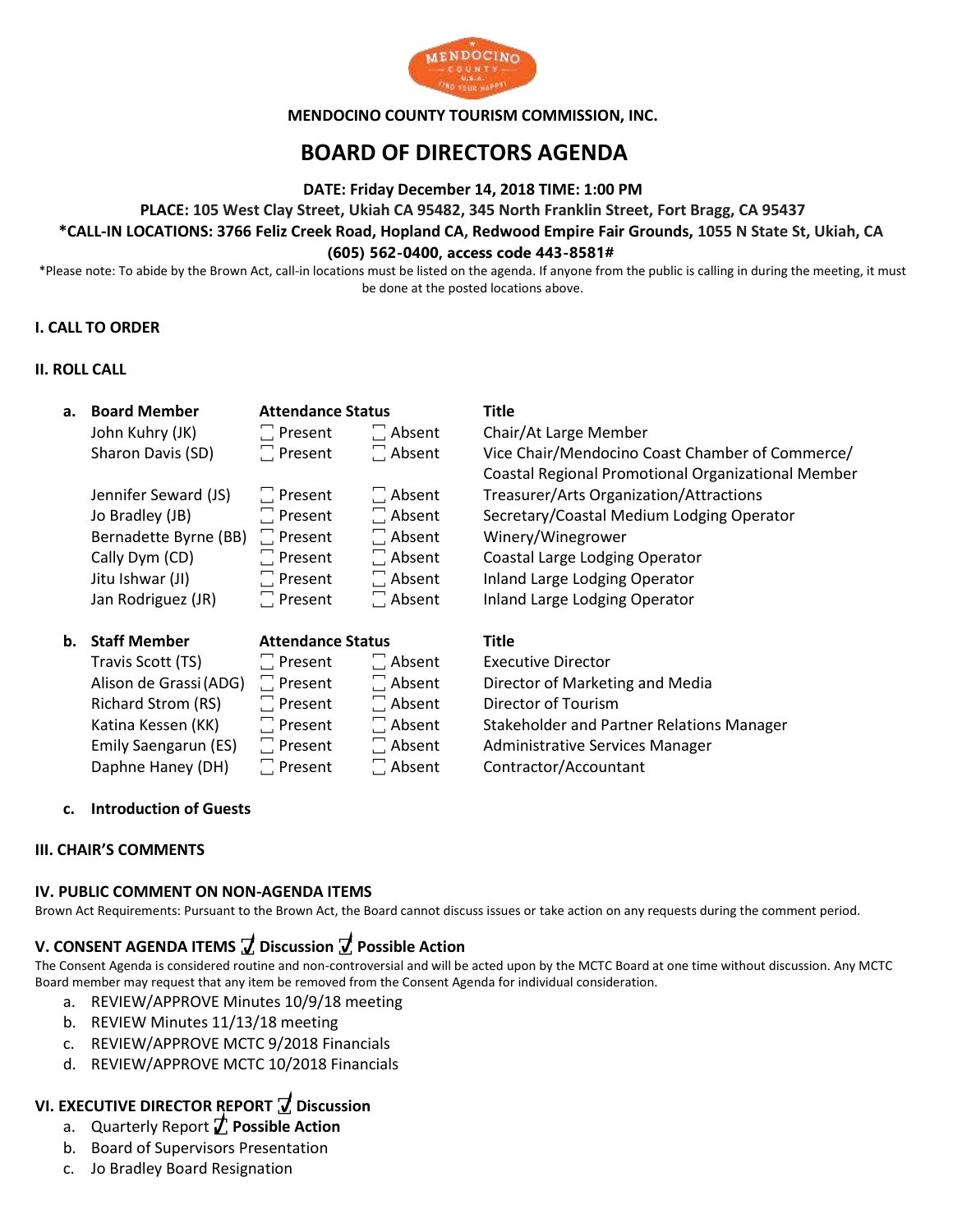**MENDOCINO COUNTY TOURISM COMMISSION, INC.**

# BOARD OF DIRECTORS AGENDA

**DATE: Friday December 14, 2018 TIME: 1:00 PM**

**PLACE: 105 West Clay Street, Ukiah CA 95482, 345 North Franklin Street, Fort Bragg, CA 95437**

**\*CALL-IN LOCATIONS: 3766 Feliz Creek Road, Hopland CA, Redwood Empire Fair Grounds, 1055 N State St, Ukiah, CA**

**(605) 562-0400, access code 443-8581#**

\*Please note: To abide by the Brown Act, call-in locations must be listed on the agenda. If anyone from the public is calling in during the meeting, it must be done at the posted locations above.

## I. CALL TO ORDER

## II. ROLL CALL

a.

| Board Member | Attendance Status | | Title |
|---|---|---|---|
| John Kuhry (JK) | ☐ Present | ☐ Absent | Chair/At Large Member |
| Sharon Davis (SD) | ☐ Present | ☐ Absent | Vice Chair/Mendocino Coast Chamber of Commerce/ Coastal Regional Promotional Organizational Member |
| Jennifer Seward (JS) | ☐ Present | ☐ Absent | Treasurer/Arts Organization/Attractions |
| Jo Bradley (JB) | ☐ Present | ☐ Absent | Secretary/Coastal Medium Lodging Operator |
| Bernadette Byrne (BB) | ☐ Present | ☐ Absent | Winery/Winegrower |
| Cally Dym (CD) | ☐ Present | ☐ Absent | Coastal Large Lodging Operator |
| Jitu Ishwar (JI) | ☐ Present | ☐ Absent | Inland Large Lodging Operator |
| Jan Rodriguez (JR) | ☐ Present | ☐ Absent | Inland Large Lodging Operator |

b.

| Staff Member | Attendance Status | | Title |
|---|---|---|---|
| Travis Scott (TS) | ☐ Present | ☐ Absent | Executive Director |
| Alison de Grassi (ADG) | ☐ Present | ☐ Absent | Director of Marketing and Media |
| Richard Strom (RS) | ☐ Present | ☐ Absent | Director of Tourism |
| Katina Kessen (KK) | ☐ Present | ☐ Absent | Stakeholder and Partner Relations Manager |
| Emily Saengarun (ES) | ☐ Present | ☐ Absent | Administrative Services Manager |
| Daphne Haney (DH) | ☐ Present | ☐ Absent | Contractor/Accountant |

c. **Introduction of Guests**

## III. CHAIR'S COMMENTS

## IV. PUBLIC COMMENT ON NON-AGENDA ITEMS

Brown Act Requirements: Pursuant to the Brown Act, the Board cannot discuss issues or take action on any requests during the comment period.

## V. CONSENT AGENDA ITEMS ☑ Discussion ☑ Possible Action

The Consent Agenda is considered routine and non-controversial and will be acted upon by the MCTC Board at one time without discussion. Any MCTC Board member may request that any item be removed from the Consent Agenda for individual consideration.

a. REVIEW/APPROVE Minutes 10/9/18 meeting
b. REVIEW Minutes 11/13/18 meeting
c. REVIEW/APPROVE MCTC 9/2018 Financials
d. REVIEW/APPROVE MCTC 10/2018 Financials

## VI. EXECUTIVE DIRECTOR REPORT ☑ Discussion

a. Quarterly Report ☑ **Possible Action**
b. Board of Supervisors Presentation
c. Jo Bradley Board Resignation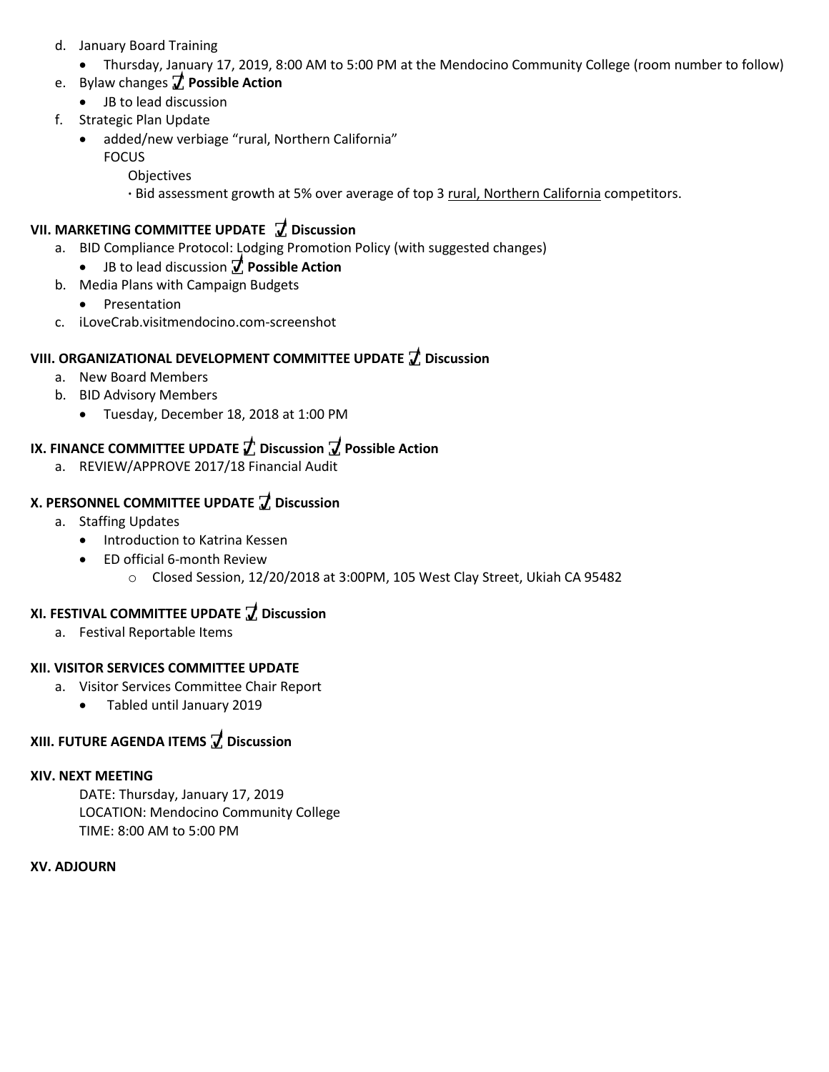d. January Board Training
    - Thursday, January 17, 2019, 8:00 AM to 5:00 PM at the Mendocino Community College (room number to follow)

e. Bylaw changes ☑ **Possible Action**
    - JB to lead discussion

f. Strategic Plan Update
    - added/new verbiage "rural, Northern California"

      FOCUS

      Objectives

      · Bid assessment growth at 5% over average of top 3 <u>rural, Northern California</u> competitors.

**VII. MARKETING COMMITTEE UPDATE ☑ Discussion**

a. BID Compliance Protocol: Lodging Promotion Policy (with suggested changes)
    - JB to lead discussion ☑ **Possible Action**

b. Media Plans with Campaign Budgets
    - Presentation

c. iLoveCrab.visitmendocino.com-screenshot

**VIII. ORGANIZATIONAL DEVELOPMENT COMMITTEE UPDATE ☑ Discussion**

a. New Board Members

b. BID Advisory Members
    - Tuesday, December 18, 2018 at 1:00 PM

**IX. FINANCE COMMITTEE UPDATE ☑ Discussion ☑ Possible Action**

a. REVIEW/APPROVE 2017/18 Financial Audit

**X. PERSONNEL COMMITTEE UPDATE ☑ Discussion**

a. Staffing Updates
    - Introduction to Katrina Kessen
    - ED official 6-month Review
        - Closed Session, 12/20/2018 at 3:00PM, 105 West Clay Street, Ukiah CA 95482

**XI. FESTIVAL COMMITTEE UPDATE ☑ Discussion**

a. Festival Reportable Items

**XII. VISITOR SERVICES COMMITTEE UPDATE**

a. Visitor Services Committee Chair Report
    - Tabled until January 2019

**XIII. FUTURE AGENDA ITEMS ☑ Discussion**

**XIV. NEXT MEETING**

DATE: Thursday, January 17, 2019

LOCATION: Mendocino Community College

TIME: 8:00 AM to 5:00 PM

**XV. ADJOURN**